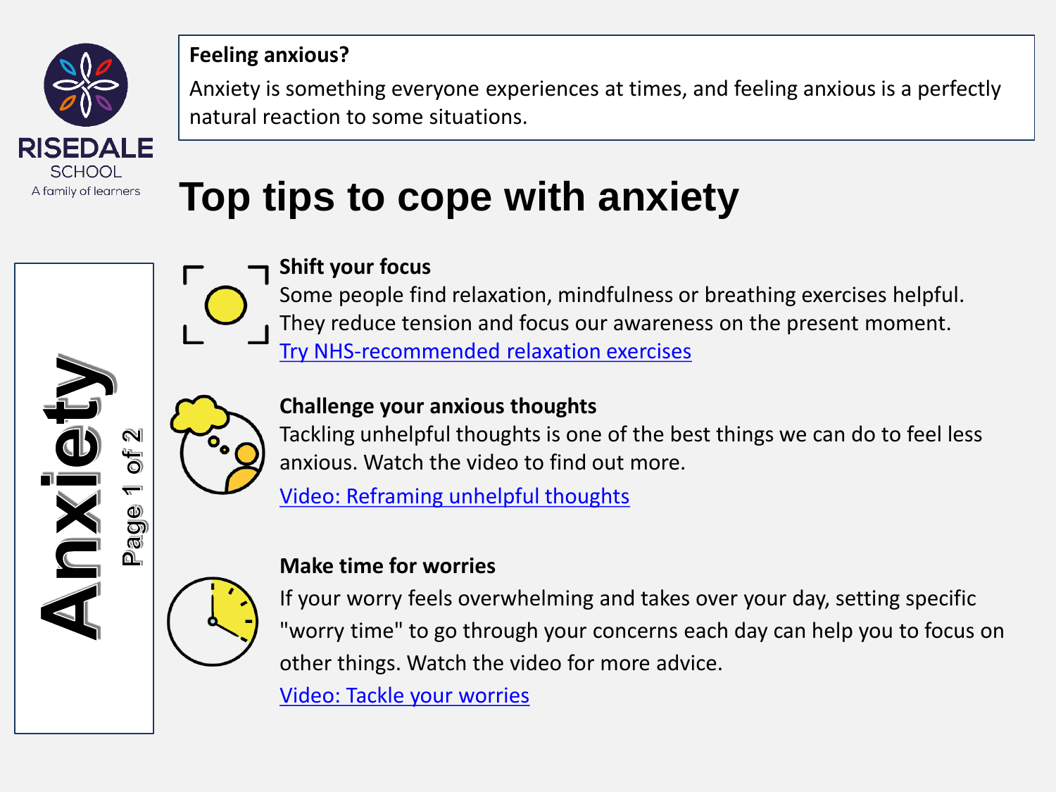RISEDALE SCHOOL
A family of learners

**Feeling anxious?**

Anxiety is something everyone experiences at times, and feeling anxious is a perfectly natural reaction to some situations.

# Top tips to cope with anxiety

**Anxiety**

### Shift your focus

Some people find relaxation, mindfulness or breathing exercises helpful. They reduce tension and focus our awareness on the present moment.

Try NHS-recommended relaxation exercises

### Challenge your anxious thoughts

Tackling unhelpful thoughts is one of the best things we can do to feel less anxious. Watch the video to find out more.

Video: Reframing unhelpful thoughts

### Make time for worries

If your worry feels overwhelming and takes over your day, setting specific "worry time" to go through your concerns each day can help you to focus on other things. Watch the video for more advice.

Video: Tackle your worries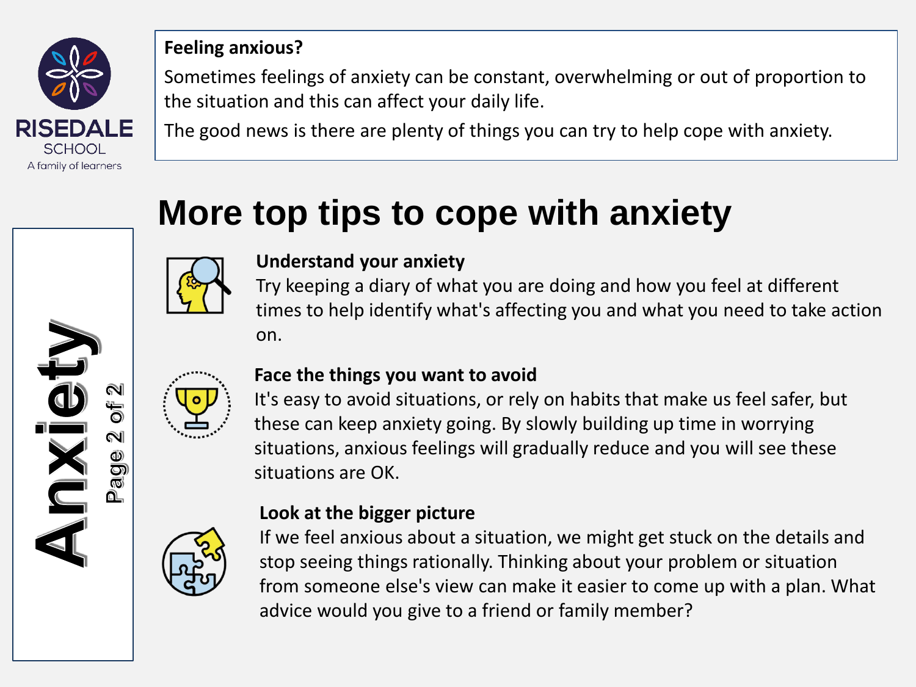RISEDALE SCHOOL

A family of learners

**Feeling anxious?**

Sometimes feelings of anxiety can be constant, overwhelming or out of proportion to the situation and this can affect your daily life.

The good news is there are plenty of things you can try to help cope with anxiety.

**Anxiety**

# More top tips to cope with anxiety

### Understand your anxiety

Try keeping a diary of what you are doing and how you feel at different times to help identify what's affecting you and what you need to take action on.

### Face the things you want to avoid

It's easy to avoid situations, or rely on habits that make us feel safer, but these can keep anxiety going. By slowly building up time in worrying situations, anxious feelings will gradually reduce and you will see these situations are OK.

### Look at the bigger picture

If we feel anxious about a situation, we might get stuck on the details and stop seeing things rationally. Thinking about your problem or situation from someone else's view can make it easier to come up with a plan. What advice would you give to a friend or family member?